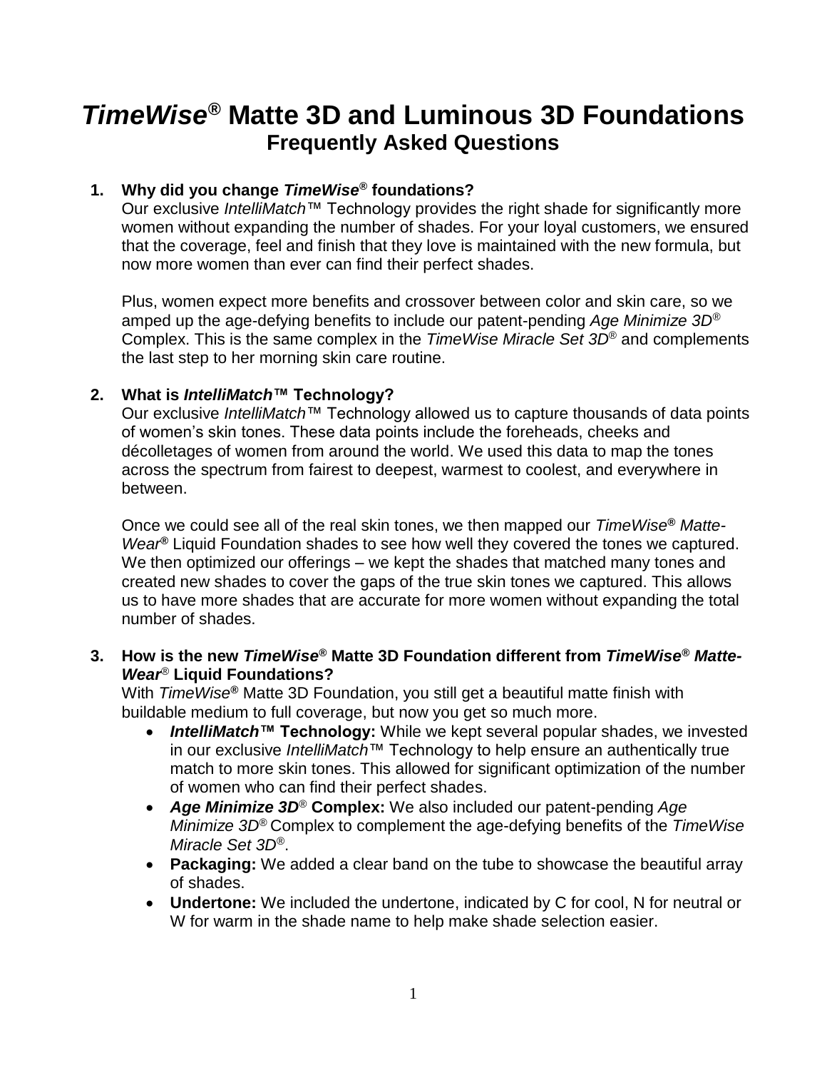# *TimeWise*® Matte 3D and Luminous 3D Foundations

## Frequently Asked Questions

1. **Why did you change *TimeWise*® foundations?**

   Our exclusive *IntelliMatch*™ Technology provides the right shade for significantly more women without expanding the number of shades. For your loyal customers, we ensured that the coverage, feel and finish that they love is maintained with the new formula, but now more women than ever can find their perfect shades.

   Plus, women expect more benefits and crossover between color and skin care, so we amped up the age-defying benefits to include our patent-pending *Age Minimize 3D*® Complex. This is the same complex in the *TimeWise Miracle Set 3D*® and complements the last step to her morning skin care routine.

2. **What is *IntelliMatch*™ Technology?**

   Our exclusive *IntelliMatch*™ Technology allowed us to capture thousands of data points of women's skin tones. These data points include the foreheads, cheeks and décolletages of women from around the world. We used this data to map the tones across the spectrum from fairest to deepest, warmest to coolest, and everywhere in between.

   Once we could see all of the real skin tones, we then mapped our *TimeWise*® *Matte-Wear*® Liquid Foundation shades to see how well they covered the tones we captured. We then optimized our offerings – we kept the shades that matched many tones and created new shades to cover the gaps of the true skin tones we captured. This allows us to have more shades that are accurate for more women without expanding the total number of shades.

3. **How is the new *TimeWise*® Matte 3D Foundation different from *TimeWise*® *Matte-Wear*® Liquid Foundations?**

   With *TimeWise*® Matte 3D Foundation, you still get a beautiful matte finish with buildable medium to full coverage, but now you get so much more.

   - ***IntelliMatch*™ Technology:** While we kept several popular shades, we invested in our exclusive *IntelliMatch*™ Technology to help ensure an authentically true match to more skin tones. This allowed for significant optimization of the number of women who can find their perfect shades.
   - ***Age Minimize 3D*® Complex:** We also included our patent-pending *Age Minimize 3D*® Complex to complement the age-defying benefits of the *TimeWise Miracle Set 3D*®.
   - **Packaging:** We added a clear band on the tube to showcase the beautiful array of shades.
   - **Undertone:** We included the undertone, indicated by C for cool, N for neutral or W for warm in the shade name to help make shade selection easier.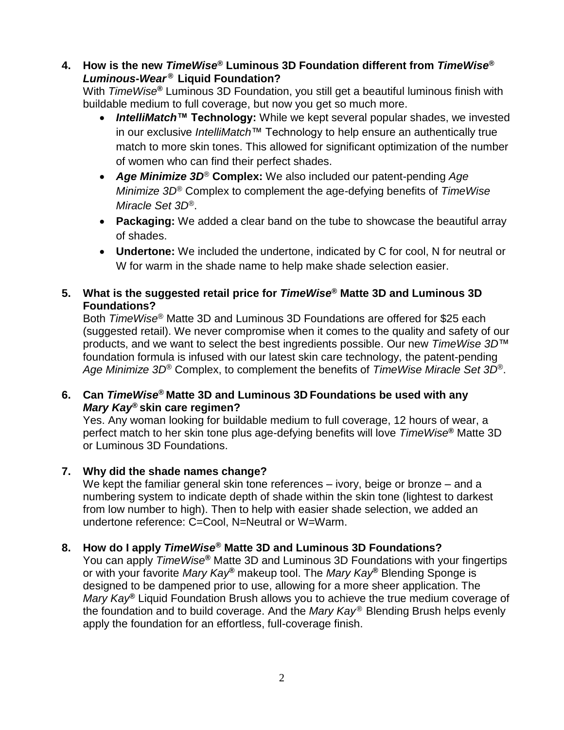**4. How is the new *TimeWise®* Luminous 3D Foundation different from *TimeWise® Luminous-Wear®* Liquid Foundation?**

With *TimeWise®* Luminous 3D Foundation, you still get a beautiful luminous finish with buildable medium to full coverage, but now you get so much more.

- ***IntelliMatch™* Technology:** While we kept several popular shades, we invested in our exclusive *IntelliMatch™* Technology to help ensure an authentically true match to more skin tones. This allowed for significant optimization of the number of women who can find their perfect shades.
- ***Age Minimize 3D®* Complex:** We also included our patent-pending *Age Minimize 3D®* Complex to complement the age-defying benefits of *TimeWise Miracle Set 3D®*.
- **Packaging:** We added a clear band on the tube to showcase the beautiful array of shades.
- **Undertone:** We included the undertone, indicated by C for cool, N for neutral or W for warm in the shade name to help make shade selection easier.

**5. What is the suggested retail price for *TimeWise®* Matte 3D and Luminous 3D Foundations?**

Both *TimeWise®* Matte 3D and Luminous 3D Foundations are offered for $25 each (suggested retail). We never compromise when it comes to the quality and safety of our products, and we want to select the best ingredients possible. Our new *TimeWise 3D™* foundation formula is infused with our latest skin care technology, the patent-pending *Age Minimize 3D®* Complex, to complement the benefits of *TimeWise Miracle Set 3D®*.

**6. Can *TimeWise®* Matte 3D and Luminous 3D Foundations be used with any *Mary Kay®* skin care regimen?**

Yes. Any woman looking for buildable medium to full coverage, 12 hours of wear, a perfect match to her skin tone plus age-defying benefits will love *TimeWise®* Matte 3D or Luminous 3D Foundations.

**7. Why did the shade names change?**

We kept the familiar general skin tone references – ivory, beige or bronze – and a numbering system to indicate depth of shade within the skin tone (lightest to darkest from low number to high). Then to help with easier shade selection, we added an undertone reference: C=Cool, N=Neutral or W=Warm.

**8. How do I apply *TimeWise®* Matte 3D and Luminous 3D Foundations?**

You can apply *TimeWise®* Matte 3D and Luminous 3D Foundations with your fingertips or with your favorite *Mary Kay®* makeup tool. The *Mary Kay®* Blending Sponge is designed to be dampened prior to use, allowing for a more sheer application. The *Mary Kay®* Liquid Foundation Brush allows you to achieve the true medium coverage of the foundation and to build coverage. And the *Mary Kay®* Blending Brush helps evenly apply the foundation for an effortless, full-coverage finish.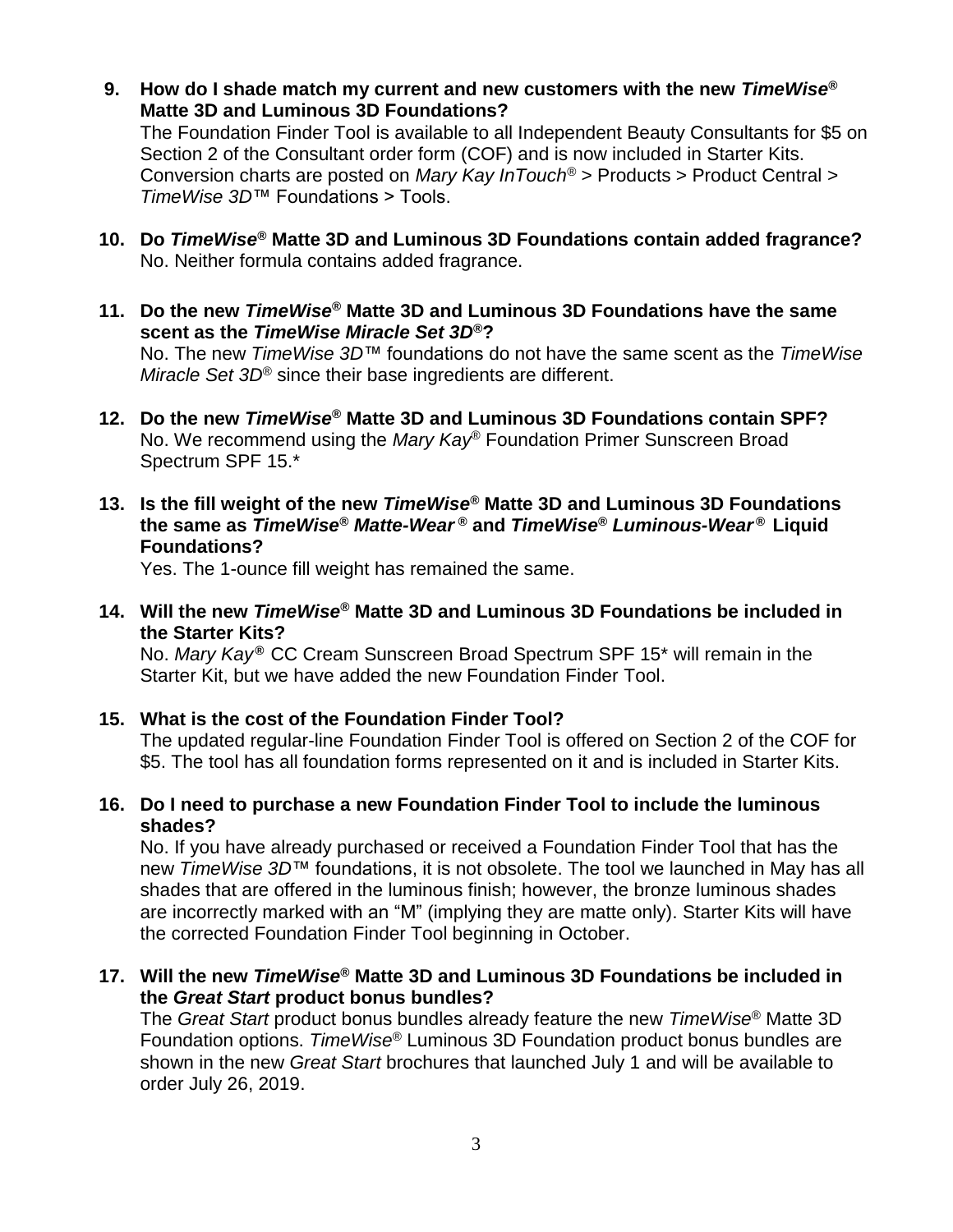9. **How do I shade match my current and new customers with the new *TimeWise®* Matte 3D and Luminous 3D Foundations?**
   The Foundation Finder Tool is available to all Independent Beauty Consultants for $5 on Section 2 of the Consultant order form (COF) and is now included in Starter Kits. Conversion charts are posted on *Mary Kay InTouch®* > Products > Product Central > *TimeWise 3D™* Foundations > Tools.

10. **Do *TimeWise®* Matte 3D and Luminous 3D Foundations contain added fragrance?**
    No. Neither formula contains added fragrance.

11. **Do the new *TimeWise®* Matte 3D and Luminous 3D Foundations have the same scent as the *TimeWise Miracle Set 3D®*?**
    No. The new *TimeWise 3D™* foundations do not have the same scent as the *TimeWise Miracle Set 3D®* since their base ingredients are different.

12. **Do the new *TimeWise®* Matte 3D and Luminous 3D Foundations contain SPF?**
    No. We recommend using the *Mary Kay®* Foundation Primer Sunscreen Broad Spectrum SPF 15.*

13. **Is the fill weight of the new *TimeWise®* Matte 3D and Luminous 3D Foundations the same as *TimeWise® Matte-Wear®* and *TimeWise® Luminous-Wear®* Liquid Foundations?**
    Yes. The 1-ounce fill weight has remained the same.

14. **Will the new *TimeWise®* Matte 3D and Luminous 3D Foundations be included in the Starter Kits?**
    No. *Mary Kay®* CC Cream Sunscreen Broad Spectrum SPF 15* will remain in the Starter Kit, but we have added the new Foundation Finder Tool.

15. **What is the cost of the Foundation Finder Tool?**
    The updated regular-line Foundation Finder Tool is offered on Section 2 of the COF for $5. The tool has all foundation forms represented on it and is included in Starter Kits.

16. **Do I need to purchase a new Foundation Finder Tool to include the luminous shades?**
    No. If you have already purchased or received a Foundation Finder Tool that has the new *TimeWise 3D™* foundations, it is not obsolete. The tool we launched in May has all shades that are offered in the luminous finish; however, the bronze luminous shades are incorrectly marked with an "M" (implying they are matte only). Starter Kits will have the corrected Foundation Finder Tool beginning in October.

17. **Will the new *TimeWise®* Matte 3D and Luminous 3D Foundations be included in the *Great Start* product bonus bundles?**
    The *Great Start* product bonus bundles already feature the new *TimeWise®* Matte 3D Foundation options. *TimeWise®* Luminous 3D Foundation product bonus bundles are shown in the new *Great Start* brochures that launched July 1 and will be available to order July 26, 2019.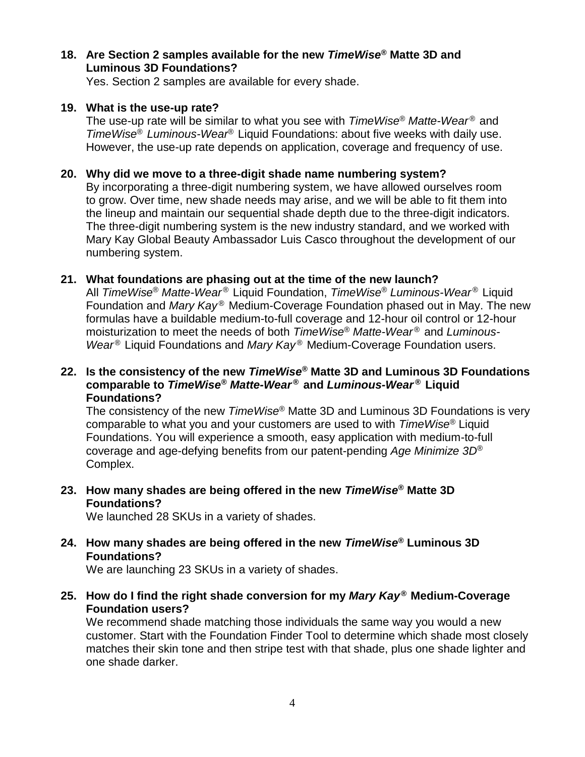**18. Are Section 2 samples available for the new *TimeWise®* Matte 3D and Luminous 3D Foundations?**

Yes. Section 2 samples are available for every shade.

**19. What is the use-up rate?**

The use-up rate will be similar to what you see with *TimeWise® Matte-Wear®* and *TimeWise® Luminous-Wear®* Liquid Foundations: about five weeks with daily use. However, the use-up rate depends on application, coverage and frequency of use.

**20. Why did we move to a three-digit shade name numbering system?**

By incorporating a three-digit numbering system, we have allowed ourselves room to grow. Over time, new shade needs may arise, and we will be able to fit them into the lineup and maintain our sequential shade depth due to the three-digit indicators. The three-digit numbering system is the new industry standard, and we worked with Mary Kay Global Beauty Ambassador Luis Casco throughout the development of our numbering system.

**21. What foundations are phasing out at the time of the new launch?**

All *TimeWise® Matte-Wear®* Liquid Foundation, *TimeWise® Luminous-Wear®* Liquid Foundation and *Mary Kay®* Medium-Coverage Foundation phased out in May. The new formulas have a buildable medium-to-full coverage and 12-hour oil control or 12-hour moisturization to meet the needs of both *TimeWise® Matte-Wear®* and *Luminous-Wear®* Liquid Foundations and *Mary Kay®* Medium-Coverage Foundation users.

**22. Is the consistency of the new *TimeWise®* Matte 3D and Luminous 3D Foundations comparable to *TimeWise® Matte-Wear®* and *Luminous-Wear®* Liquid Foundations?**

The consistency of the new *TimeWise®* Matte 3D and Luminous 3D Foundations is very comparable to what you and your customers are used to with *TimeWise®* Liquid Foundations. You will experience a smooth, easy application with medium-to-full coverage and age-defying benefits from our patent-pending *Age Minimize 3D®* Complex.

**23. How many shades are being offered in the new *TimeWise®* Matte 3D Foundations?**

We launched 28 SKUs in a variety of shades.

**24. How many shades are being offered in the new *TimeWise®* Luminous 3D Foundations?**

We are launching 23 SKUs in a variety of shades.

**25. How do I find the right shade conversion for my *Mary Kay®* Medium-Coverage Foundation users?**

We recommend shade matching those individuals the same way you would a new customer. Start with the Foundation Finder Tool to determine which shade most closely matches their skin tone and then stripe test with that shade, plus one shade lighter and one shade darker.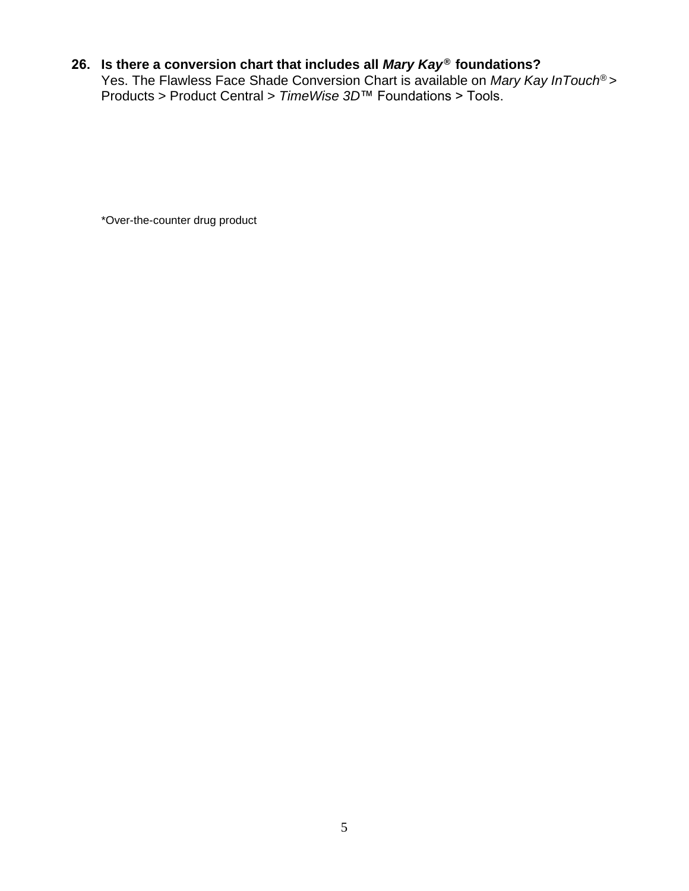**26. Is there a conversion chart that includes all *Mary Kay®* foundations?**

Yes. The Flawless Face Shade Conversion Chart is available on *Mary Kay InTouch®* > Products > Product Central > *TimeWise 3D*™ Foundations > Tools.

*Over-the-counter drug product